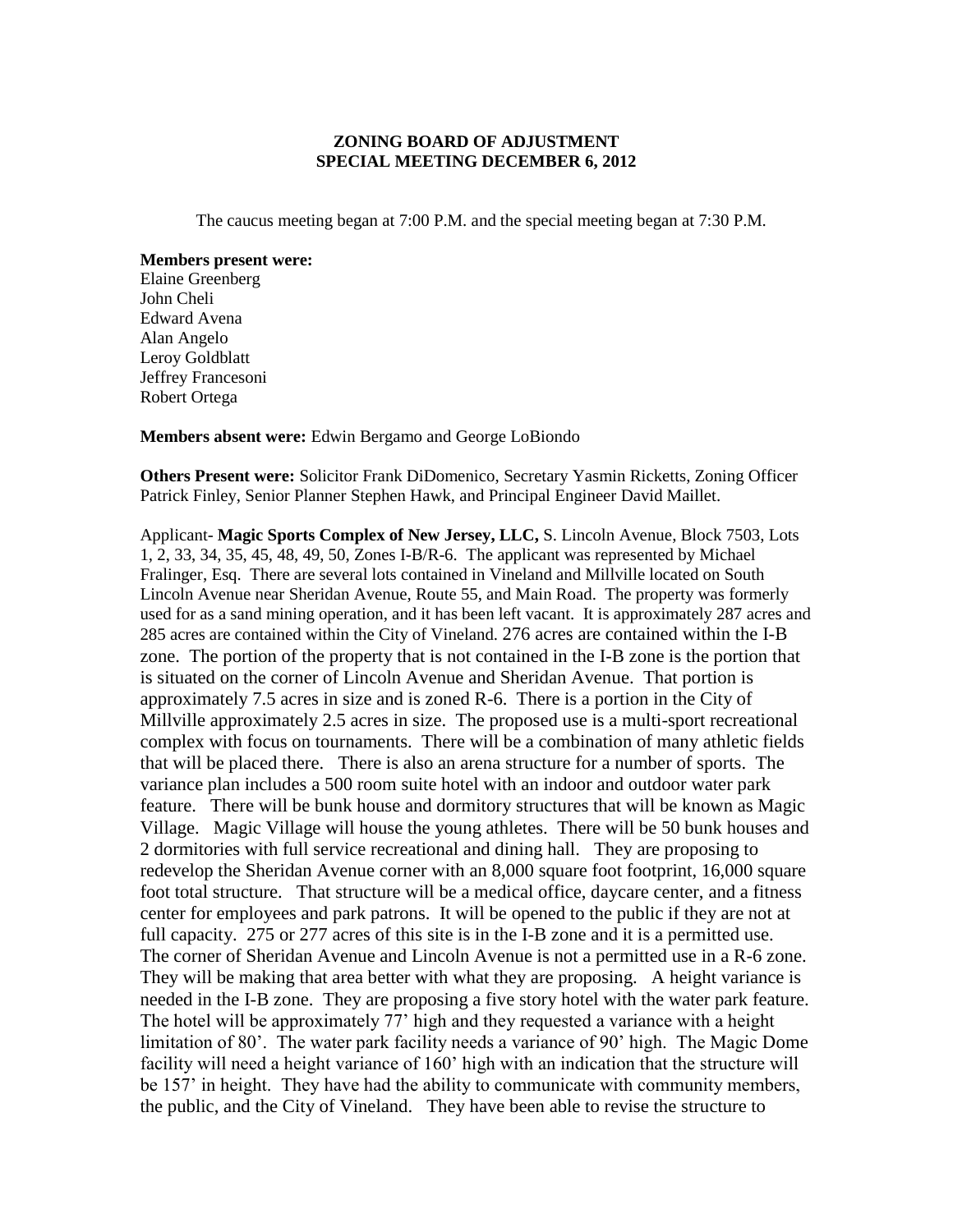**ZONING BOARD OF ADJUSTMENT**
**SPECIAL MEETING DECEMBER 6, 2012**

The caucus meeting began at 7:00 P.M. and the special meeting began at 7:30 P.M.

**Members present were:**
Elaine Greenberg
John Cheli
Edward Avena
Alan Angelo
Leroy Goldblatt
Jeffrey Francesoni
Robert Ortega

**Members absent were:** Edwin Bergamo and George LoBiondo

**Others Present were:** Solicitor Frank DiDomenico, Secretary Yasmin Ricketts, Zoning Officer Patrick Finley, Senior Planner Stephen Hawk, and Principal Engineer David Maillet.

Applicant- **Magic Sports Complex of New Jersey, LLC,** S. Lincoln Avenue, Block 7503, Lots 1, 2, 33, 34, 35, 45, 48, 49, 50, Zones I-B/R-6. The applicant was represented by Michael Fralinger, Esq. There are several lots contained in Vineland and Millville located on South Lincoln Avenue near Sheridan Avenue, Route 55, and Main Road. The property was formerly used for as a sand mining operation, and it has been left vacant. It is approximately 287 acres and 285 acres are contained within the City of Vineland. 276 acres are contained within the I-B zone. The portion of the property that is not contained in the I-B zone is the portion that is situated on the corner of Lincoln Avenue and Sheridan Avenue. That portion is approximately 7.5 acres in size and is zoned R-6. There is a portion in the City of Millville approximately 2.5 acres in size. The proposed use is a multi-sport recreational complex with focus on tournaments. There will be a combination of many athletic fields that will be placed there. There is also an arena structure for a number of sports. The variance plan includes a 500 room suite hotel with an indoor and outdoor water park feature. There will be bunk house and dormitory structures that will be known as Magic Village. Magic Village will house the young athletes. There will be 50 bunk houses and 2 dormitories with full service recreational and dining hall. They are proposing to redevelop the Sheridan Avenue corner with an 8,000 square foot footprint, 16,000 square foot total structure. That structure will be a medical office, daycare center, and a fitness center for employees and park patrons. It will be opened to the public if they are not at full capacity. 275 or 277 acres of this site is in the I-B zone and it is a permitted use. The corner of Sheridan Avenue and Lincoln Avenue is not a permitted use in a R-6 zone. They will be making that area better with what they are proposing. A height variance is needed in the I-B zone. They are proposing a five story hotel with the water park feature. The hotel will be approximately 77' high and they requested a variance with a height limitation of 80'. The water park facility needs a variance of 90' high. The Magic Dome facility will need a height variance of 160' high with an indication that the structure will be 157' in height. They have had the ability to communicate with community members, the public, and the City of Vineland. They have been able to revise the structure to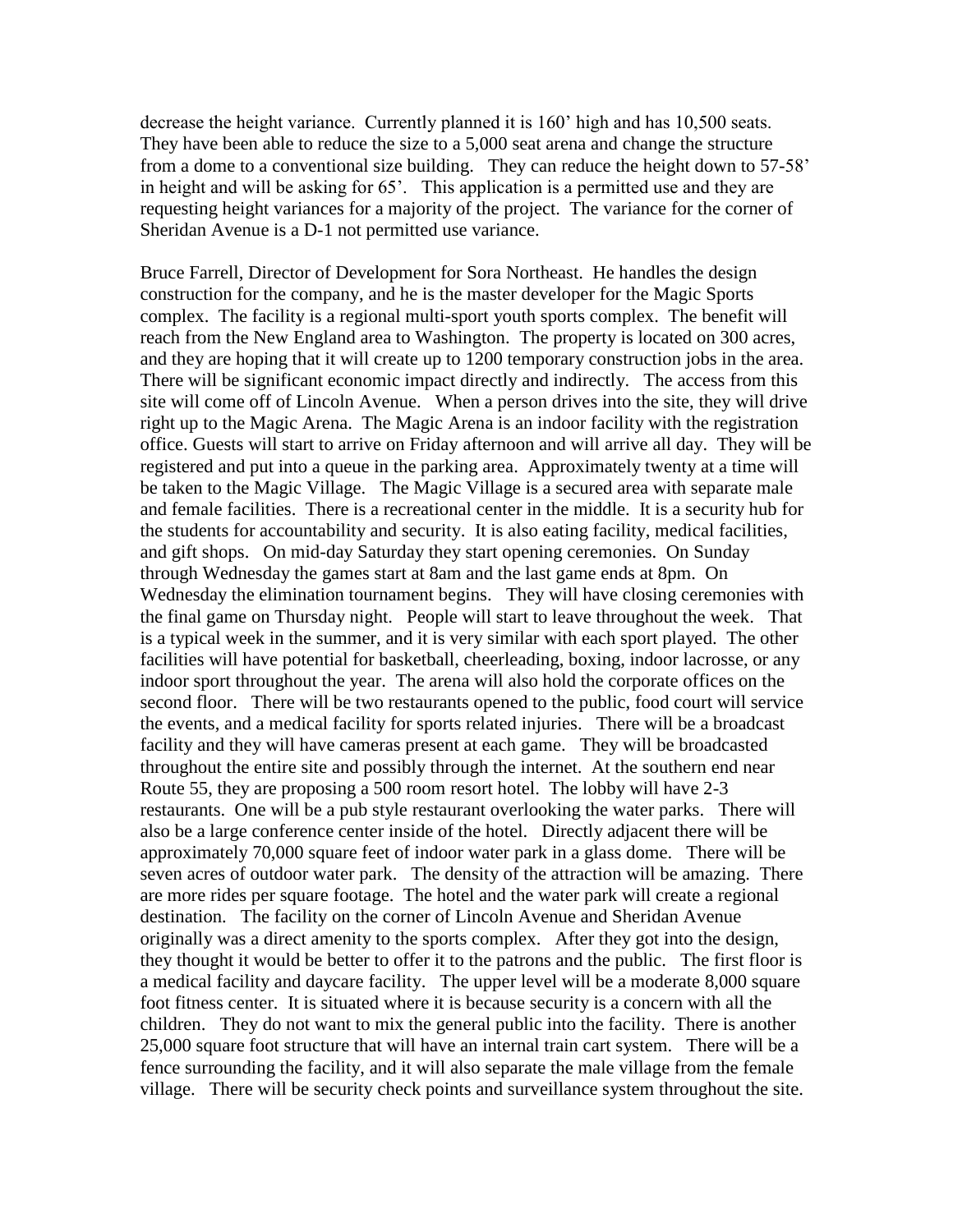decrease the height variance. Currently planned it is 160' high and has 10,500 seats. They have been able to reduce the size to a 5,000 seat arena and change the structure from a dome to a conventional size building. They can reduce the height down to 57-58' in height and will be asking for 65'. This application is a permitted use and they are requesting height variances for a majority of the project. The variance for the corner of Sheridan Avenue is a D-1 not permitted use variance.

Bruce Farrell, Director of Development for Sora Northeast. He handles the design construction for the company, and he is the master developer for the Magic Sports complex. The facility is a regional multi-sport youth sports complex. The benefit will reach from the New England area to Washington. The property is located on 300 acres, and they are hoping that it will create up to 1200 temporary construction jobs in the area. There will be significant economic impact directly and indirectly. The access from this site will come off of Lincoln Avenue. When a person drives into the site, they will drive right up to the Magic Arena. The Magic Arena is an indoor facility with the registration office. Guests will start to arrive on Friday afternoon and will arrive all day. They will be registered and put into a queue in the parking area. Approximately twenty at a time will be taken to the Magic Village. The Magic Village is a secured area with separate male and female facilities. There is a recreational center in the middle. It is a security hub for the students for accountability and security. It is also eating facility, medical facilities, and gift shops. On mid-day Saturday they start opening ceremonies. On Sunday through Wednesday the games start at 8am and the last game ends at 8pm. On Wednesday the elimination tournament begins. They will have closing ceremonies with the final game on Thursday night. People will start to leave throughout the week. That is a typical week in the summer, and it is very similar with each sport played. The other facilities will have potential for basketball, cheerleading, boxing, indoor lacrosse, or any indoor sport throughout the year. The arena will also hold the corporate offices on the second floor. There will be two restaurants opened to the public, food court will service the events, and a medical facility for sports related injuries. There will be a broadcast facility and they will have cameras present at each game. They will be broadcasted throughout the entire site and possibly through the internet. At the southern end near Route 55, they are proposing a 500 room resort hotel. The lobby will have 2-3 restaurants. One will be a pub style restaurant overlooking the water parks. There will also be a large conference center inside of the hotel. Directly adjacent there will be approximately 70,000 square feet of indoor water park in a glass dome. There will be seven acres of outdoor water park. The density of the attraction will be amazing. There are more rides per square footage. The hotel and the water park will create a regional destination. The facility on the corner of Lincoln Avenue and Sheridan Avenue originally was a direct amenity to the sports complex. After they got into the design, they thought it would be better to offer it to the patrons and the public. The first floor is a medical facility and daycare facility. The upper level will be a moderate 8,000 square foot fitness center. It is situated where it is because security is a concern with all the children. They do not want to mix the general public into the facility. There is another 25,000 square foot structure that will have an internal train cart system. There will be a fence surrounding the facility, and it will also separate the male village from the female village. There will be security check points and surveillance system throughout the site.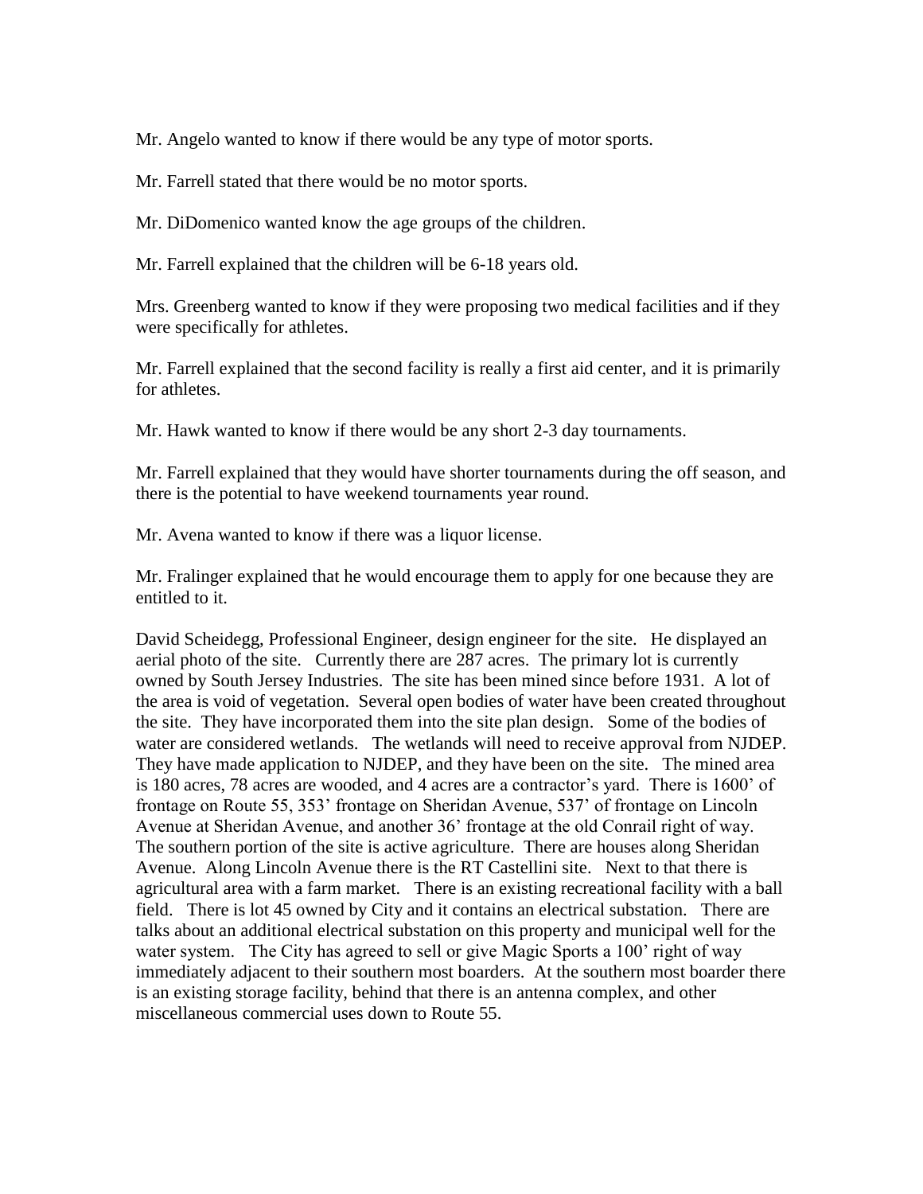Mr. Angelo wanted to know if there would be any type of motor sports.

Mr. Farrell stated that there would be no motor sports.

Mr. DiDomenico wanted know the age groups of the children.

Mr. Farrell explained that the children will be 6-18 years old.

Mrs. Greenberg wanted to know if they were proposing two medical facilities and if they were specifically for athletes.

Mr. Farrell explained that the second facility is really a first aid center, and it is primarily for athletes.

Mr. Hawk wanted to know if there would be any short 2-3 day tournaments.

Mr. Farrell explained that they would have shorter tournaments during the off season, and there is the potential to have weekend tournaments year round.

Mr. Avena wanted to know if there was a liquor license.

Mr. Fralinger explained that he would encourage them to apply for one because they are entitled to it.

David Scheidegg, Professional Engineer, design engineer for the site. He displayed an aerial photo of the site. Currently there are 287 acres. The primary lot is currently owned by South Jersey Industries. The site has been mined since before 1931. A lot of the area is void of vegetation. Several open bodies of water have been created throughout the site. They have incorporated them into the site plan design. Some of the bodies of water are considered wetlands. The wetlands will need to receive approval from NJDEP. They have made application to NJDEP, and they have been on the site. The mined area is 180 acres, 78 acres are wooded, and 4 acres are a contractor's yard. There is 1600' of frontage on Route 55, 353' frontage on Sheridan Avenue, 537' of frontage on Lincoln Avenue at Sheridan Avenue, and another 36' frontage at the old Conrail right of way. The southern portion of the site is active agriculture. There are houses along Sheridan Avenue. Along Lincoln Avenue there is the RT Castellini site. Next to that there is agricultural area with a farm market. There is an existing recreational facility with a ball field. There is lot 45 owned by City and it contains an electrical substation. There are talks about an additional electrical substation on this property and municipal well for the water system. The City has agreed to sell or give Magic Sports a 100' right of way immediately adjacent to their southern most boarders. At the southern most boarder there is an existing storage facility, behind that there is an antenna complex, and other miscellaneous commercial uses down to Route 55.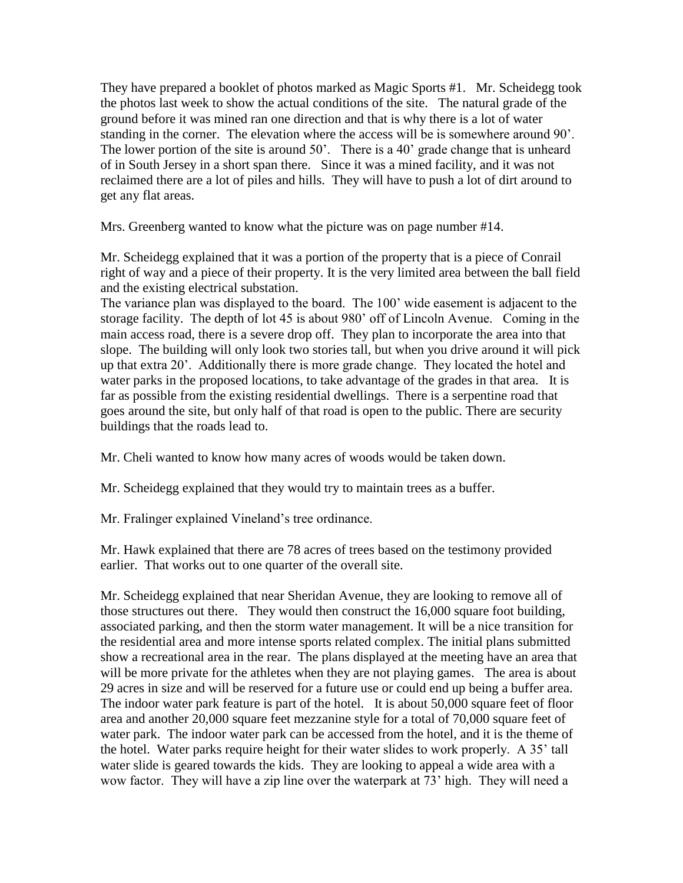They have prepared a booklet of photos marked as Magic Sports #1. Mr. Scheidegg took the photos last week to show the actual conditions of the site. The natural grade of the ground before it was mined ran one direction and that is why there is a lot of water standing in the corner. The elevation where the access will be is somewhere around 90'. The lower portion of the site is around 50'. There is a 40' grade change that is unheard of in South Jersey in a short span there. Since it was a mined facility, and it was not reclaimed there are a lot of piles and hills. They will have to push a lot of dirt around to get any flat areas.

Mrs. Greenberg wanted to know what the picture was on page number #14.

Mr. Scheidegg explained that it was a portion of the property that is a piece of Conrail right of way and a piece of their property. It is the very limited area between the ball field and the existing electrical substation.
The variance plan was displayed to the board. The 100' wide easement is adjacent to the storage facility. The depth of lot 45 is about 980' off of Lincoln Avenue. Coming in the main access road, there is a severe drop off. They plan to incorporate the area into that slope. The building will only look two stories tall, but when you drive around it will pick up that extra 20'. Additionally there is more grade change. They located the hotel and water parks in the proposed locations, to take advantage of the grades in that area. It is far as possible from the existing residential dwellings. There is a serpentine road that goes around the site, but only half of that road is open to the public. There are security buildings that the roads lead to.

Mr. Cheli wanted to know how many acres of woods would be taken down.

Mr. Scheidegg explained that they would try to maintain trees as a buffer.

Mr. Fralinger explained Vineland's tree ordinance.

Mr. Hawk explained that there are 78 acres of trees based on the testimony provided earlier. That works out to one quarter of the overall site.

Mr. Scheidegg explained that near Sheridan Avenue, they are looking to remove all of those structures out there. They would then construct the 16,000 square foot building, associated parking, and then the storm water management. It will be a nice transition for the residential area and more intense sports related complex. The initial plans submitted show a recreational area in the rear. The plans displayed at the meeting have an area that will be more private for the athletes when they are not playing games. The area is about 29 acres in size and will be reserved for a future use or could end up being a buffer area. The indoor water park feature is part of the hotel. It is about 50,000 square feet of floor area and another 20,000 square feet mezzanine style for a total of 70,000 square feet of water park. The indoor water park can be accessed from the hotel, and it is the theme of the hotel. Water parks require height for their water slides to work properly. A 35' tall water slide is geared towards the kids. They are looking to appeal a wide area with a wow factor. They will have a zip line over the waterpark at 73' high. They will need a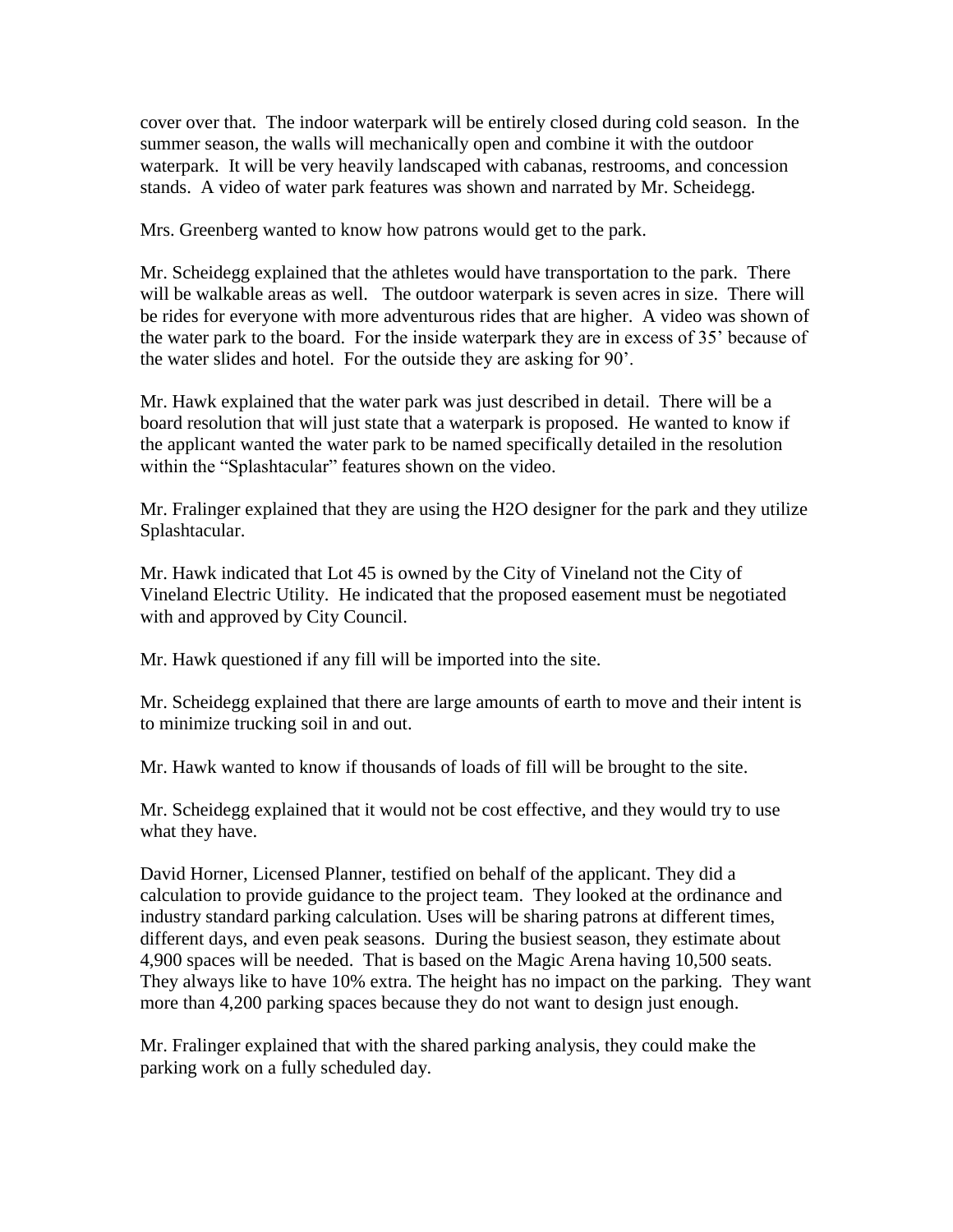cover over that. The indoor waterpark will be entirely closed during cold season. In the summer season, the walls will mechanically open and combine it with the outdoor waterpark. It will be very heavily landscaped with cabanas, restrooms, and concession stands. A video of water park features was shown and narrated by Mr. Scheidegg.

Mrs. Greenberg wanted to know how patrons would get to the park.

Mr. Scheidegg explained that the athletes would have transportation to the park. There will be walkable areas as well. The outdoor waterpark is seven acres in size. There will be rides for everyone with more adventurous rides that are higher. A video was shown of the water park to the board. For the inside waterpark they are in excess of 35' because of the water slides and hotel. For the outside they are asking for 90'.

Mr. Hawk explained that the water park was just described in detail. There will be a board resolution that will just state that a waterpark is proposed. He wanted to know if the applicant wanted the water park to be named specifically detailed in the resolution within the "Splashtacular" features shown on the video.

Mr. Fralinger explained that they are using the H2O designer for the park and they utilize Splashtacular.

Mr. Hawk indicated that Lot 45 is owned by the City of Vineland not the City of Vineland Electric Utility. He indicated that the proposed easement must be negotiated with and approved by City Council.

Mr. Hawk questioned if any fill will be imported into the site.

Mr. Scheidegg explained that there are large amounts of earth to move and their intent is to minimize trucking soil in and out.

Mr. Hawk wanted to know if thousands of loads of fill will be brought to the site.

Mr. Scheidegg explained that it would not be cost effective, and they would try to use what they have.

David Horner, Licensed Planner, testified on behalf of the applicant. They did a calculation to provide guidance to the project team. They looked at the ordinance and industry standard parking calculation. Uses will be sharing patrons at different times, different days, and even peak seasons. During the busiest season, they estimate about 4,900 spaces will be needed. That is based on the Magic Arena having 10,500 seats. They always like to have 10% extra. The height has no impact on the parking. They want more than 4,200 parking spaces because they do not want to design just enough.

Mr. Fralinger explained that with the shared parking analysis, they could make the parking work on a fully scheduled day.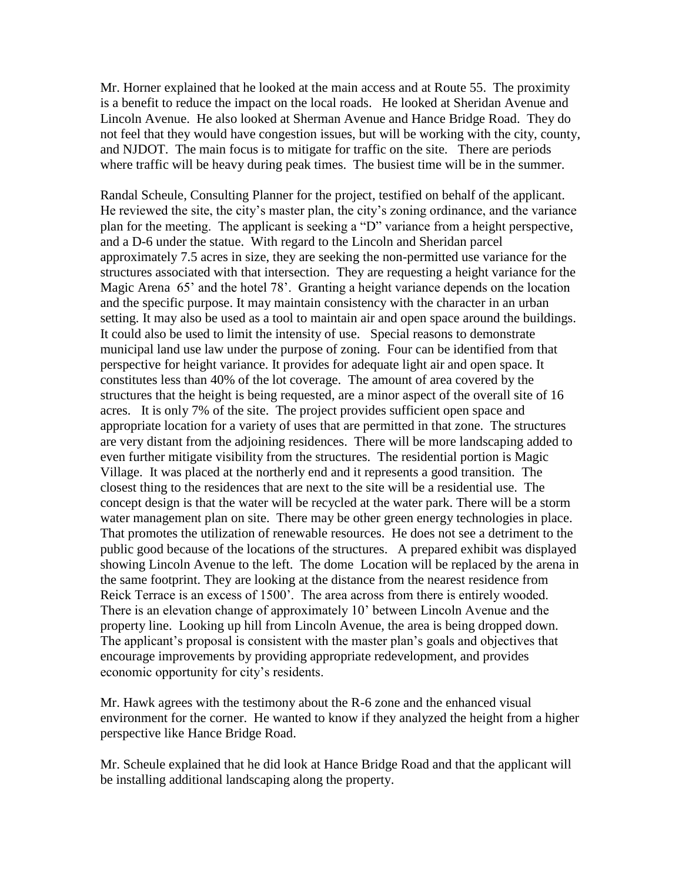Mr. Horner explained that he looked at the main access and at Route 55. The proximity is a benefit to reduce the impact on the local roads. He looked at Sheridan Avenue and Lincoln Avenue. He also looked at Sherman Avenue and Hance Bridge Road. They do not feel that they would have congestion issues, but will be working with the city, county, and NJDOT. The main focus is to mitigate for traffic on the site. There are periods where traffic will be heavy during peak times. The busiest time will be in the summer.

Randal Scheule, Consulting Planner for the project, testified on behalf of the applicant. He reviewed the site, the city's master plan, the city's zoning ordinance, and the variance plan for the meeting. The applicant is seeking a "D" variance from a height perspective, and a D-6 under the statue. With regard to the Lincoln and Sheridan parcel approximately 7.5 acres in size, they are seeking the non-permitted use variance for the structures associated with that intersection. They are requesting a height variance for the Magic Arena 65' and the hotel 78'. Granting a height variance depends on the location and the specific purpose. It may maintain consistency with the character in an urban setting. It may also be used as a tool to maintain air and open space around the buildings. It could also be used to limit the intensity of use. Special reasons to demonstrate municipal land use law under the purpose of zoning. Four can be identified from that perspective for height variance. It provides for adequate light air and open space. It constitutes less than 40% of the lot coverage. The amount of area covered by the structures that the height is being requested, are a minor aspect of the overall site of 16 acres. It is only 7% of the site. The project provides sufficient open space and appropriate location for a variety of uses that are permitted in that zone. The structures are very distant from the adjoining residences. There will be more landscaping added to even further mitigate visibility from the structures. The residential portion is Magic Village. It was placed at the northerly end and it represents a good transition. The closest thing to the residences that are next to the site will be a residential use. The concept design is that the water will be recycled at the water park. There will be a storm water management plan on site. There may be other green energy technologies in place. That promotes the utilization of renewable resources. He does not see a detriment to the public good because of the locations of the structures. A prepared exhibit was displayed showing Lincoln Avenue to the left. The dome Location will be replaced by the arena in the same footprint. They are looking at the distance from the nearest residence from Reick Terrace is an excess of 1500'. The area across from there is entirely wooded. There is an elevation change of approximately 10' between Lincoln Avenue and the property line. Looking up hill from Lincoln Avenue, the area is being dropped down. The applicant's proposal is consistent with the master plan's goals and objectives that encourage improvements by providing appropriate redevelopment, and provides economic opportunity for city's residents.

Mr. Hawk agrees with the testimony about the R-6 zone and the enhanced visual environment for the corner. He wanted to know if they analyzed the height from a higher perspective like Hance Bridge Road.

Mr. Scheule explained that he did look at Hance Bridge Road and that the applicant will be installing additional landscaping along the property.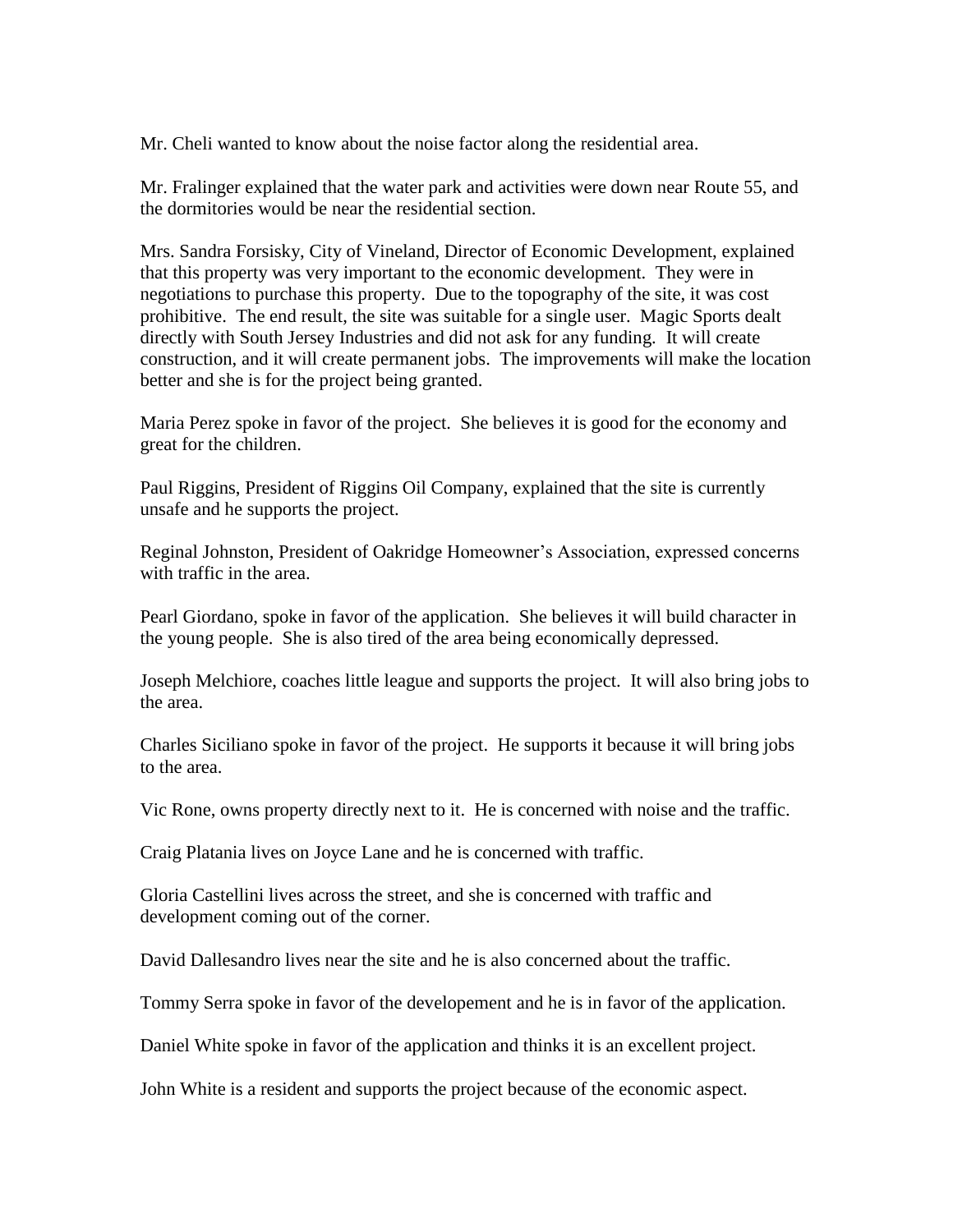Mr. Cheli wanted to know about the noise factor along the residential area.

Mr. Fralinger explained that the water park and activities were down near Route 55, and the dormitories would be near the residential section.

Mrs. Sandra Forsisky, City of Vineland, Director of Economic Development, explained that this property was very important to the economic development. They were in negotiations to purchase this property. Due to the topography of the site, it was cost prohibitive. The end result, the site was suitable for a single user. Magic Sports dealt directly with South Jersey Industries and did not ask for any funding. It will create construction, and it will create permanent jobs. The improvements will make the location better and she is for the project being granted.

Maria Perez spoke in favor of the project. She believes it is good for the economy and great for the children.

Paul Riggins, President of Riggins Oil Company, explained that the site is currently unsafe and he supports the project.

Reginal Johnston, President of Oakridge Homeowner's Association, expressed concerns with traffic in the area.

Pearl Giordano, spoke in favor of the application. She believes it will build character in the young people. She is also tired of the area being economically depressed.

Joseph Melchiore, coaches little league and supports the project. It will also bring jobs to the area.

Charles Siciliano spoke in favor of the project. He supports it because it will bring jobs to the area.

Vic Rone, owns property directly next to it. He is concerned with noise and the traffic.

Craig Platania lives on Joyce Lane and he is concerned with traffic.

Gloria Castellini lives across the street, and she is concerned with traffic and development coming out of the corner.

David Dallesandro lives near the site and he is also concerned about the traffic.

Tommy Serra spoke in favor of the developement and he is in favor of the application.

Daniel White spoke in favor of the application and thinks it is an excellent project.

John White is a resident and supports the project because of the economic aspect.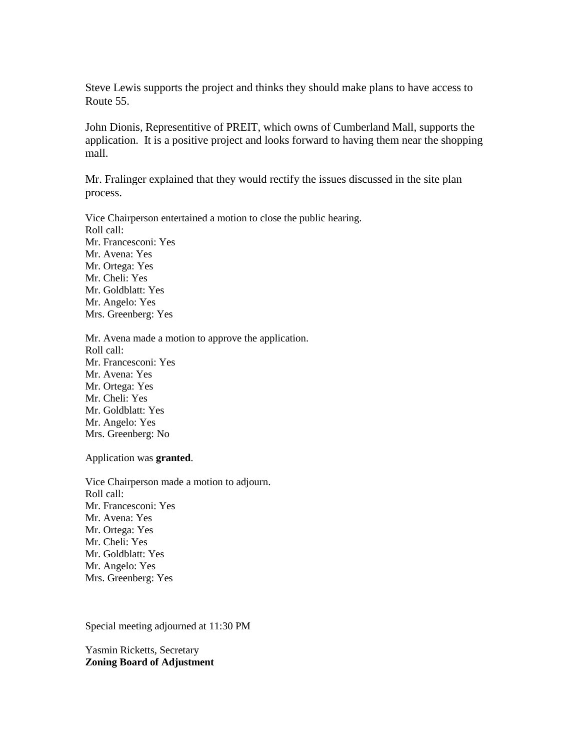Steve Lewis supports the project and thinks they should make plans to have access to Route 55.

John Dionis, Representitive of PREIT, which owns of Cumberland Mall, supports the application. It is a positive project and looks forward to having them near the shopping mall.

Mr. Fralinger explained that they would rectify the issues discussed in the site plan process.

Vice Chairperson entertained a motion to close the public hearing.
Roll call:
Mr. Francesconi: Yes
Mr. Avena: Yes
Mr. Ortega: Yes
Mr. Cheli: Yes
Mr. Goldblatt: Yes
Mr. Angelo: Yes
Mrs. Greenberg: Yes

Mr. Avena made a motion to approve the application.
Roll call:
Mr. Francesconi: Yes
Mr. Avena: Yes
Mr. Ortega: Yes
Mr. Cheli: Yes
Mr. Goldblatt: Yes
Mr. Angelo: Yes
Mrs. Greenberg: No

Application was **granted**.

Vice Chairperson made a motion to adjourn.
Roll call:
Mr. Francesconi: Yes
Mr. Avena: Yes
Mr. Ortega: Yes
Mr. Cheli: Yes
Mr. Goldblatt: Yes
Mr. Angelo: Yes
Mrs. Greenberg: Yes

Special meeting adjourned at 11:30 PM

Yasmin Ricketts, Secretary
**Zoning Board of Adjustment**